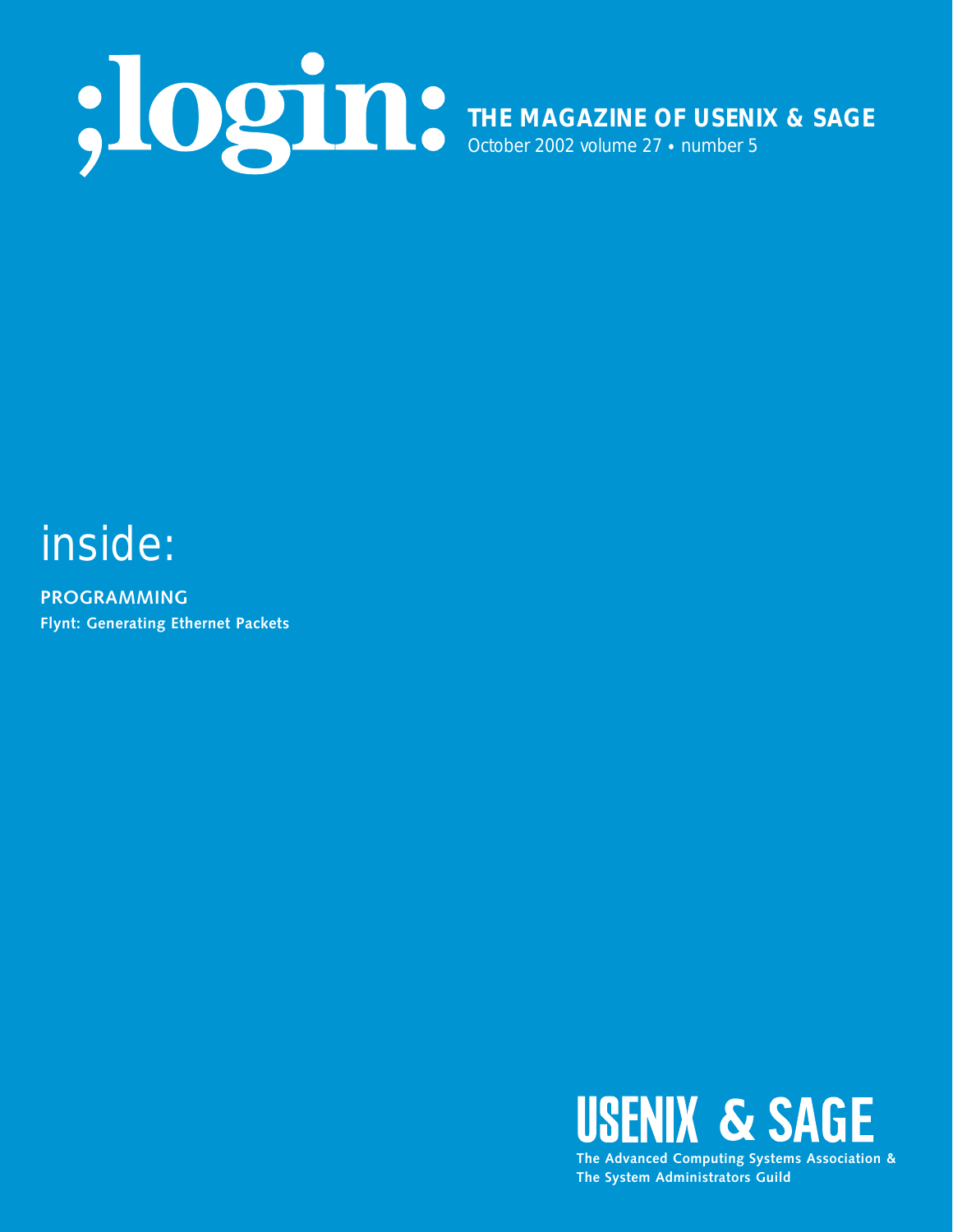# ;login:

**THE MAGAZINE OF USENIX & SAGE**

October 2002 volume 27 • number 5

## inside:

**PROGRAMMING**

**Flynt: Generating Ethernet Packets**

**USENIX & SAGE**

**The Advanced Computing Systems Association & The System Administrators Guild**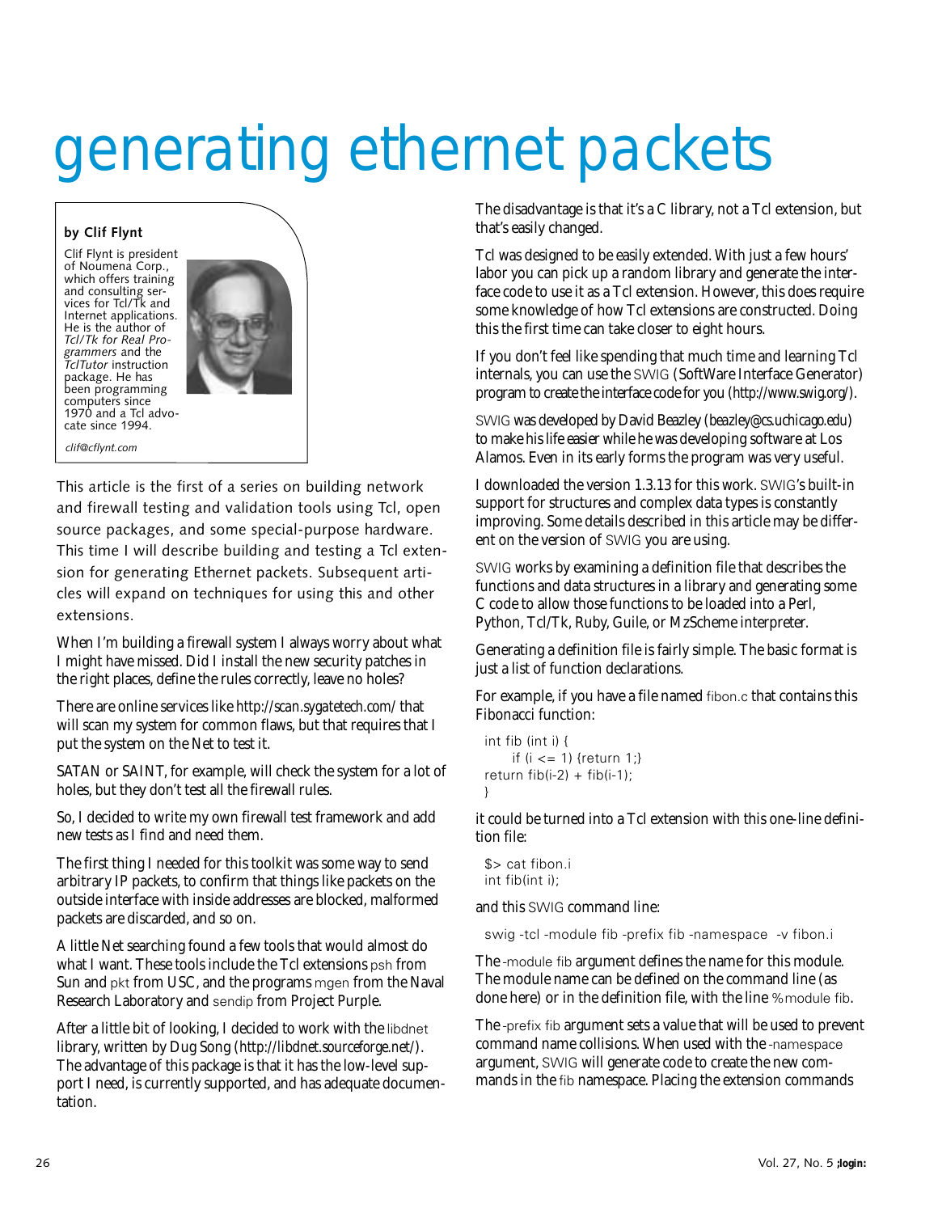# generating ethernet packets

**by Clif Flynt**

Clif Flynt is president of Noumena Corp., which offers training and consulting services for Tcl/Tk and Internet applications. He is the author of *Tcl/Tk for Real Programmers* and the *TclTutor* instruction package. He has been programming computers since 1970 and a Tcl advocate since 1994.

*clif@cflynt.com*

This article is the first of a series on building network and firewall testing and validation tools using Tcl, open source packages, and some special-purpose hardware. This time I will describe building and testing a Tcl extension for generating Ethernet packets. Subsequent articles will expand on techniques for using this and other extensions.

When I'm building a firewall system I always worry about what I might have missed. Did I install the new security patches in the right places, define the rules correctly, leave no holes?

There are online services like *http://scan.sygatetech.com/* that will scan my system for common flaws, but that requires that I put the system on the Net to test it.

SATAN or SAINT, for example, will check the system for a lot of holes, but they don't test all the firewall rules.

So, I decided to write my own firewall test framework and add new tests as I find and need them.

The first thing I needed for this toolkit was some way to send arbitrary IP packets, to confirm that things like packets on the outside interface with inside addresses are blocked, malformed packets are discarded, and so on.

A little Net searching found a few tools that would almost do what I want. These tools include the Tcl extensions psh from Sun and pkt from USC, and the programs mgen from the Naval Research Laboratory and sendip from Project Purple.

After a little bit of looking, I decided to work with the libdnet library, written by Dug Song (*http://libdnet.sourceforge.net/*). The advantage of this package is that it has the low-level support I need, is currently supported, and has adequate documentation.

The disadvantage is that it's a C library, not a Tcl extension, but that's easily changed.

Tcl was designed to be easily extended. With just a few hours' labor you can pick up a random library and generate the interface code to use it as a Tcl extension. However, this does require some knowledge of how Tcl extensions are constructed. Doing this the first time can take closer to eight hours.

If you don't feel like spending that much time and learning Tcl internals, you can use the SWIG (SoftWare Interface Generator) program to create the interface code for you (*http://www.swig.org/*).

SWIG was developed by David Beazley (*beazley@cs.uchicago.edu*) to make his life easier while he was developing software at Los Alamos. Even in its early forms the program was very useful.

I downloaded the version 1.3.13 for this work. SWIG's built-in support for structures and complex data types is constantly improving. Some details described in this article may be different on the version of SWIG you are using.

SWIG works by examining a definition file that describes the functions and data structures in a library and generating some C code to allow those functions to be loaded into a Perl, Python, Tcl/Tk, Ruby, Guile, or MzScheme interpreter.

Generating a definition file is fairly simple. The basic format is just a list of function declarations.

For example, if you have a file named fibon.c that contains this Fibonacci function:

```
int fib (int i) {
     if (i <= 1) {return 1;}
return fib(i-2) + fib(i-1);
}
```

it could be turned into a Tcl extension with this one-line definition file:

```
$> cat fibon.i
int fib(int i);
```

and this SWIG command line:

```
swig -tcl -module fib -prefix fib -namespace  -v fibon.i
```

The -module fib argument defines the name for this module. The module name can be defined on the command line (as done here) or in the definition file, with the line %module fib.

The -prefix fib argument sets a value that will be used to prevent command name collisions. When used with the -namespace argument, SWIG will generate code to create the new commands in the fib namespace. Placing the extension commands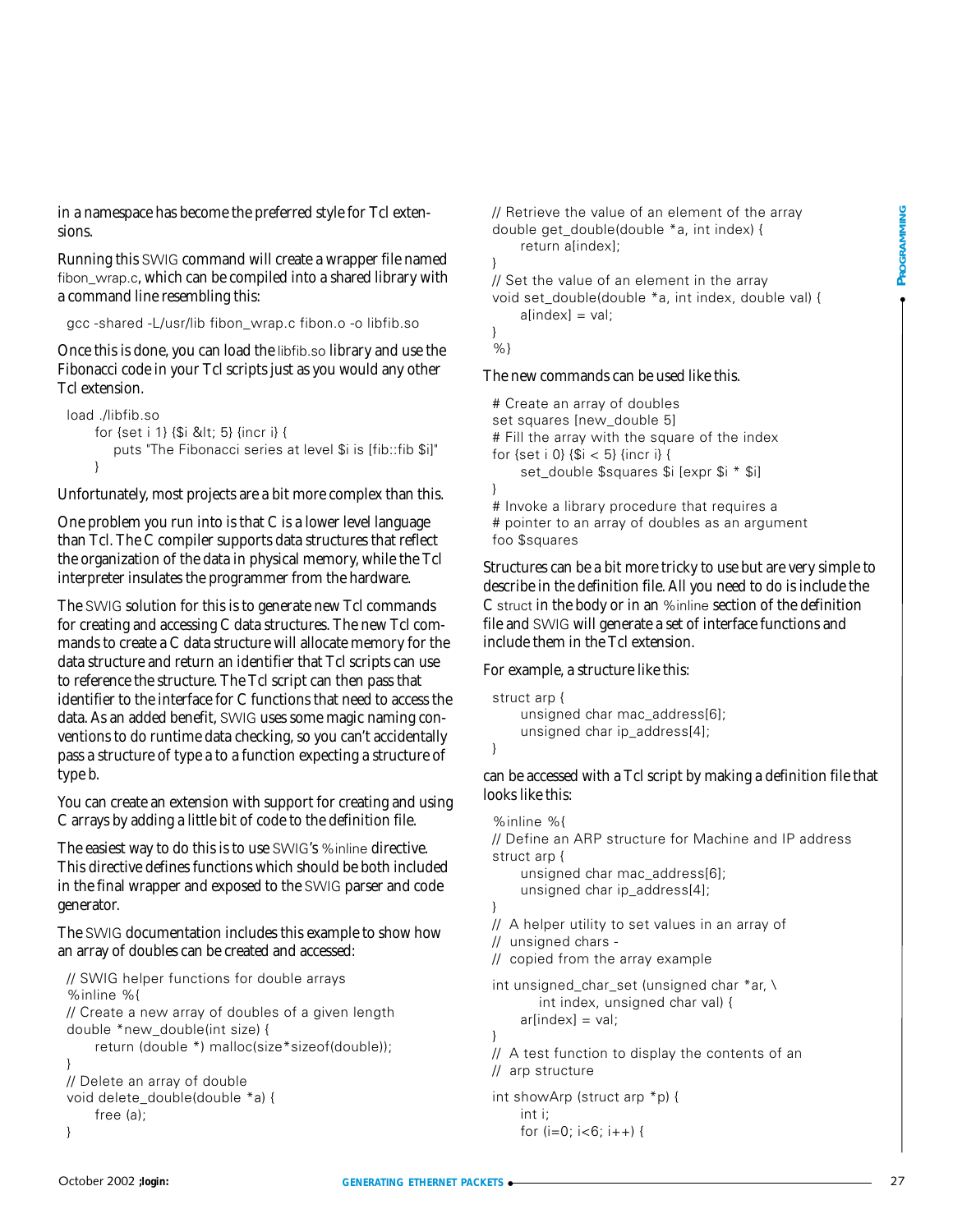in a namespace has become the preferred style for Tcl extensions.

Running this SWIG command will create a wrapper file named fibon_wrap.c, which can be compiled into a shared library with a command line resembling this:

```
gcc -shared -L/usr/lib fibon_wrap.c fibon.o -o libfib.so
```

Once this is done, you can load the libfib.so library and use the Fibonacci code in your Tcl scripts just as you would any other Tcl extension.

```
load ./libfib.so
    for {set i 1} {$i &lt; 5} {incr i} {
        puts "The Fibonacci series at level $i is [fib::fib $i]"
    }
```

Unfortunately, most projects are a bit more complex than this.

One problem you run into is that C is a lower level language than Tcl. The C compiler supports data structures that reflect the organization of the data in physical memory, while the Tcl interpreter insulates the programmer from the hardware.

The SWIG solution for this is to generate new Tcl commands for creating and accessing C data structures. The new Tcl commands to create a C data structure will allocate memory for the data structure and return an identifier that Tcl scripts can use to reference the structure. The Tcl script can then pass that identifier to the interface for C functions that need to access the data. As an added benefit, SWIG uses some magic naming conventions to do runtime data checking, so you can't accidentally pass a structure of type a to a function expecting a structure of type b.

You can create an extension with support for creating and using C arrays by adding a little bit of code to the definition file.

The easiest way to do this is to use SWIG's %inline directive. This directive defines functions which should be both included in the final wrapper and exposed to the SWIG parser and code generator.

The SWIG documentation includes this example to show how an array of doubles can be created and accessed:

```
// SWIG helper functions for double arrays
%inline %{
// Create a new array of doubles of a given length
double *new_double(int size) {
    return (double *) malloc(size*sizeof(double));
}
// Delete an array of double
void delete_double(double *a) {
    free (a);
}
// Retrieve the value of an element of the array
double get_double(double *a, int index) {
    return a[index];
}
// Set the value of an element in the array
void set_double(double *a, int index, double val) {
    a[index] = val;
}
%}
```

The new commands can be used like this.

```
# Create an array of doubles
set squares [new_double 5]
# Fill the array with the square of the index
for {set i 0} {$i < 5} {incr i} {
    set_double $squares $i [expr $i * $i]
}
# Invoke a library procedure that requires a
# pointer to an array of doubles as an argument
foo $squares
```

Structures can be a bit more tricky to use but are very simple to describe in the definition file. All you need to do is include the C struct in the body or in an %inline section of the definition file and SWIG will generate a set of interface functions and include them in the Tcl extension.

For example, a structure like this:

```
struct arp {
    unsigned char mac_address[6];
    unsigned char ip_address[4];
}
```

can be accessed with a Tcl script by making a definition file that looks like this:

```
%inline %{
// Define an ARP structure for Machine and IP address
struct arp {
    unsigned char mac_address[6];
    unsigned char ip_address[4];
}
// A helper utility to set values in an array of
// unsigned chars -
// copied from the array example

int unsigned_char_set (unsigned char *ar, \
        int index, unsigned char val) {
    ar[index] = val;
}
// A test function to display the contents of an
// arp structure

int showArp (struct arp *p) {
    int i;
    for (i=0; i<6; i++) {
```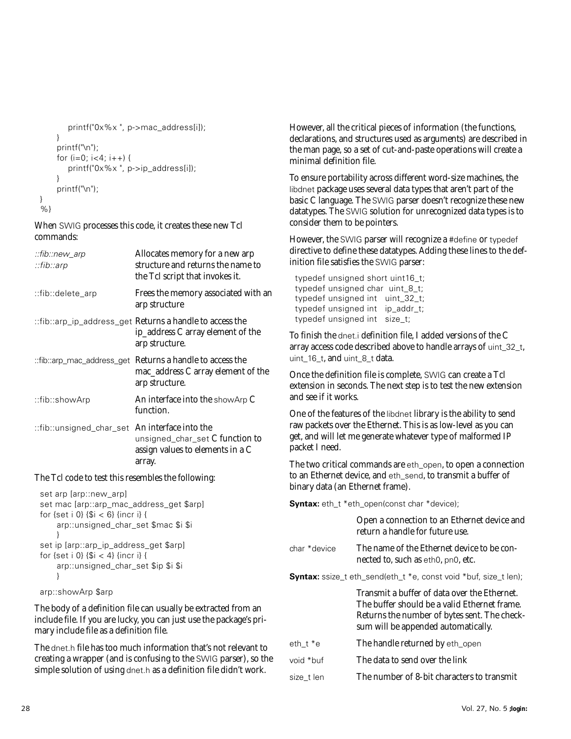```
        printf("0x%x ", p->mac_address[i]);
    }
    printf("\n");
    for (i=0; i<4; i++) {
        printf("0x%x ", p->ip_address[i]);
    }
    printf("\n");
}
%}
```

When SWIG processes this code, it creates these new Tcl commands:

| | |
|---|---|
| *::fib::new_arp* *::fib::arp* | Allocates memory for a new arp structure and returns the name to the Tcl script that invokes it. |
| ::fib::delete_arp | Frees the memory associated with an arp structure |
| ::fib::arp_ip_address_get | Returns a handle to access the ip_address C array element of the arp structure. |
| ::fib::arp_mac_address_get | Returns a handle to access the mac_address C array element of the arp structure. |
| ::fib::showArp | An interface into the showArp C function. |
| ::fib::unsigned_char_set | An interface into the unsigned_char_set C function to assign values to elements in a C array. |

The Tcl code to test this resembles the following:

```
set arp [arp::new_arp]
set mac [arp::arp_mac_address_get $arp]
for {set i 0} {$i < 6} {incr i} {
    arp::unsigned_char_set $mac $i $i
    }
set ip [arp::arp_ip_address_get $arp]
for {set i 0} {$i < 4} {incr i} {
    arp::unsigned_char_set $ip $i $i
    }

arp::showArp $arp
```

The body of a definition file can usually be extracted from an include file. If you are lucky, you can just use the package's primary include file as a definition file.

The dnet.h file has too much information that's not relevant to creating a wrapper (and is confusing to the SWIG parser), so the simple solution of using dnet.h as a definition file didn't work.

However, all the critical pieces of information (the functions, declarations, and structures used as arguments) are described in the man page, so a set of cut-and-paste operations will create a minimal definition file.

To ensure portability across different word-size machines, the libdnet package uses several data types that aren't part of the basic C language. The SWIG parser doesn't recognize these new datatypes. The SWIG solution for unrecognized data types is to consider them to be pointers.

However, the SWIG parser will recognize a #define or typedef directive to define these datatypes. Adding these lines to the definition file satisfies the SWIG parser:

```
typedef unsigned short uint16_t;
typedef unsigned char  uint_8_t;
typedef unsigned int   uint_32_t;
typedef unsigned int   ip_addr_t;
typedef unsigned int   size_t;
```

To finish the dnet.i definition file, I added versions of the C array access code described above to handle arrays of uint_32_t, uint_16_t, and uint_8_t data.

Once the definition file is complete, SWIG can create a Tcl extension in seconds. The next step is to test the new extension and see if it works.

One of the features of the libdnet library is the ability to send raw packets over the Ethernet. This is as low-level as you can get, and will let me generate whatever type of malformed IP packet I need.

The two critical commands are eth_open, to open a connection to an Ethernet device, and eth_send, to transmit a buffer of binary data (an Ethernet frame).

**Syntax:** eth_t *eth_open(const char *device);

| | |
|---|---|
| | Open a connection to an Ethernet device and return a handle for future use. |
| char *device | The name of the Ethernet device to be connected to, such as eth0, pn0, etc. |

**Syntax:** ssize_t eth_send(eth_t *e, const void *buf, size_t len);

| | |
|---|---|
| | Transmit a buffer of data over the Ethernet. The buffer should be a valid Ethernet frame. Returns the number of bytes sent. The checksum will be appended automatically. |
| eth_t *e | The handle returned by eth_open |
| void *buf | The data to send over the link |
| size_t len | The number of 8-bit characters to transmit |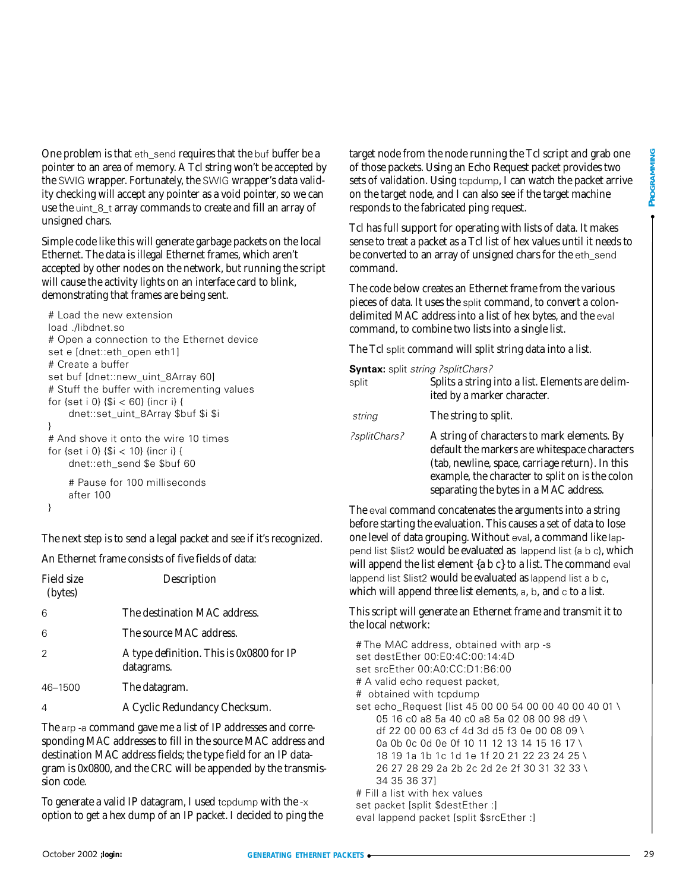One problem is that eth_send requires that the buf buffer be a pointer to an area of memory. A Tcl string won't be accepted by the SWIG wrapper. Fortunately, the SWIG wrapper's data validity checking will accept any pointer as a void pointer, so we can use the uint_8_t array commands to create and fill an array of unsigned chars.

Simple code like this will generate garbage packets on the local Ethernet. The data is illegal Ethernet frames, which aren't accepted by other nodes on the network, but running the script will cause the activity lights on an interface card to blink, demonstrating that frames are being sent.

```
# Load the new extension
load ./libdnet.so
# Open a connection to the Ethernet device
set e [dnet::eth_open eth1]
# Create a buffer
set buf [dnet::new_uint_8Array 60]
# Stuff the buffer with incrementing values
for {set i 0} {$i < 60} {incr i} {
     dnet::set_uint_8Array $buf $i $i
}
# And shove it onto the wire 10 times
for {set i 0} {$i < 10} {incr i} {
     dnet::eth_send $e $buf 60

     # Pause for 100 milliseconds
     after 100
}
```

The next step is to send a legal packet and see if it's recognized.

An Ethernet frame consists of five fields of data:

| Field size (bytes) | Description |
|---|---|
| 6 | The destination MAC address. |
| 6 | The source MAC address. |
| 2 | A type definition. This is 0x0800 for IP datagrams. |
| 46–1500 | The datagram. |
| 4 | A Cyclic Redundancy Checksum. |

The arp -a command gave me a list of IP addresses and corresponding MAC addresses to fill in the source MAC address and destination MAC address fields; the type field for an IP datagram is 0x0800, and the CRC will be appended by the transmission code.

To generate a valid IP datagram, I used tcpdump with the -x option to get a hex dump of an IP packet. I decided to ping the target node from the node running the Tcl script and grab one of those packets. Using an Echo Request packet provides two sets of validation. Using tcpdump, I can watch the packet arrive on the target node, and I can also see if the target machine responds to the fabricated ping request.

Tcl has full support for operating with lists of data. It makes sense to treat a packet as a Tcl list of hex values until it needs to be converted to an array of unsigned chars for the eth_send command.

The code below creates an Ethernet frame from the various pieces of data. It uses the split command, to convert a colon-delimited MAC address into a list of hex bytes, and the eval command, to combine two lists into a single list.

The Tcl split command will split string data into a list.

**Syntax:** split *string ?splitChars?*

| | |
|---|---|
| split | Splits a string into a list. Elements are delimited by a marker character. |
| *string* | The string to split. |
| *?splitChars?* | A string of characters to mark elements. By default the markers are whitespace characters (tab, newline, space, carriage return). In this example, the character to split on is the colon separating the bytes in a MAC address. |

The eval command concatenates the arguments into a string before starting the evaluation. This causes a set of data to lose one level of data grouping. Without eval, a command like lappend list $list2 would be evaluated as lappend list {a b c}, which will append the list element {a b c} to a list. The command eval lappend list $list2 would be evaluated as lappend list a b c, which will append three list elements, a, b, and c to a list.

This script will generate an Ethernet frame and transmit it to the local network:

```
# The MAC address, obtained with arp -s
set destEther 00:E0:4C:00:14:4D
set srcEther 00:A0:CC:D1:B6:00
# A valid echo request packet,
#  obtained with tcpdump
set echo_Request [list 45 00 00 54 00 00 40 00 40 01 \
     05 16 c0 a8 5a 40 c0 a8 5a 02 08 00 98 d9 \
     df 22 00 00 63 cf 4d 3d d5 f3 0e 00 08 09 \
     0a 0b 0c 0d 0e 0f 10 11 12 13 14 15 16 17 \
     18 19 1a 1b 1c 1d 1e 1f 20 21 22 23 24 25 \
     26 27 28 29 2a 2b 2c 2d 2e 2f 30 31 32 33 \
     34 35 36 37]
# Fill a list with hex values
set packet [split $destEther :]
eval lappend packet [split $srcEther :]
```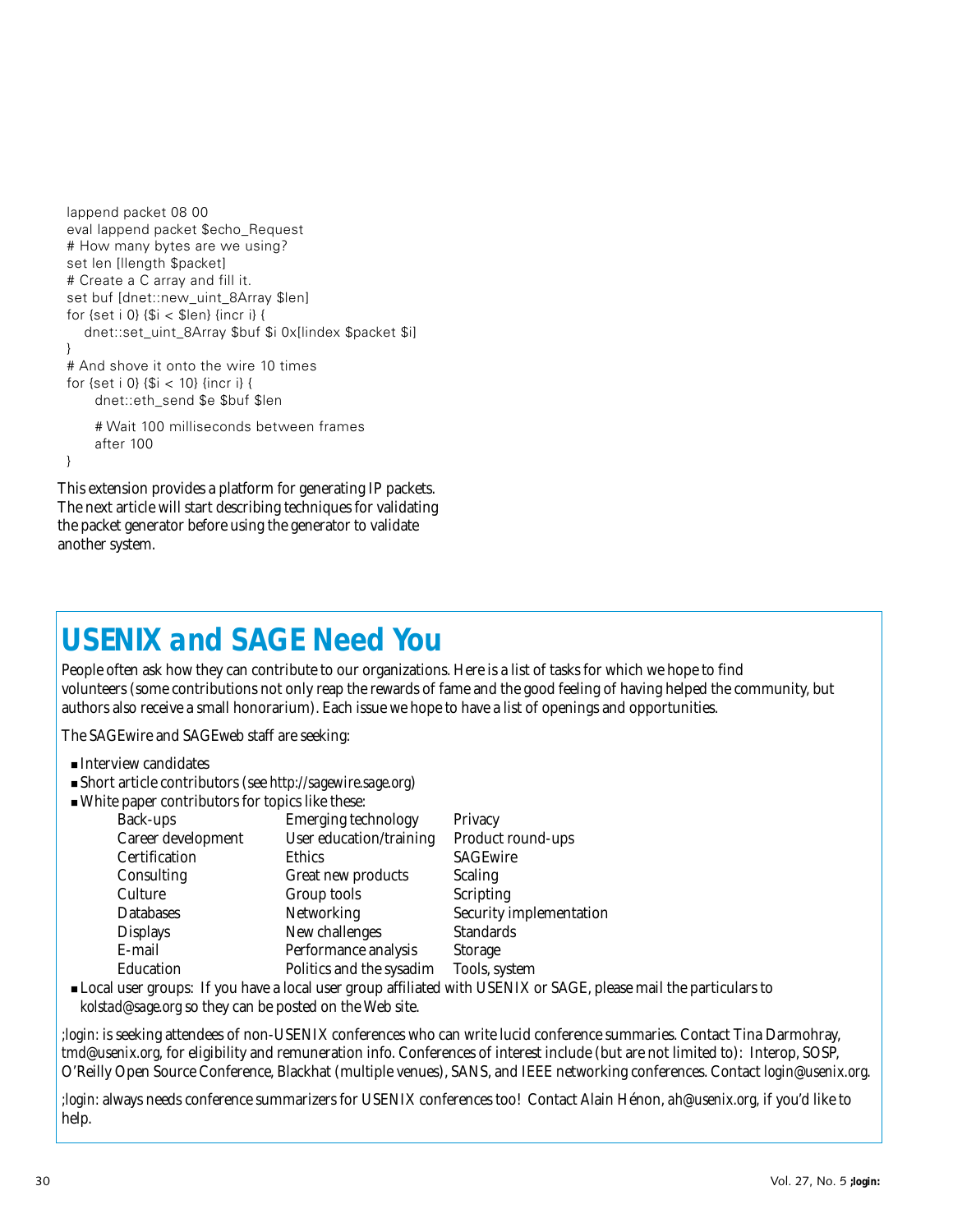```
lappend packet 08 00
eval lappend packet $echo_Request
# How many bytes are we using?
set len [llength $packet]
# Create a C array and fill it.
set buf [dnet::new_uint_8Array $len]
for {set i 0} {$i < $len} {incr i} {
   dnet::set_uint_8Array $buf $i 0x[lindex $packet $i]
}
# And shove it onto the wire 10 times
for {set i 0} {$i < 10} {incr i} {
     dnet::eth_send $e $buf $len

     # Wait 100 milliseconds between frames
     after 100
}
```

This extension provides a platform for generating IP packets. The next article will start describing techniques for validating the packet generator before using the generator to validate another system.

## USENIX and SAGE Need You

People often ask how they can contribute to our organizations. Here is a list of tasks for which we hope to find volunteers (some contributions not only reap the rewards of fame and the good feeling of having helped the community, but authors also receive a small honorarium). Each issue we hope to have a list of openings and opportunities.

The SAGEwire and SAGEweb staff are seeking:

- Interview candidates
- Short article contributors (see *http://sagewire.sage.org*)
- White paper contributors for topics like these:

| | | |
|---|---|---|
| Back-ups | Emerging technology | Privacy |
| Career development | User education/training | Product round-ups |
| Certification | Ethics | SAGEwire |
| Consulting | Great new products | Scaling |
| Culture | Group tools | Scripting |
| Databases | Networking | Security implementation |
| Displays | New challenges | Standards |
| E-mail | Performance analysis | Storage |
| Education | Politics and the sysadim | Tools, system |

- Local user groups: If you have a local user group affiliated with USENIX or SAGE, please mail the particulars to *kolstad@sage.org* so they can be posted on the Web site.

*;login:* is seeking attendees of non-USENIX conferences who can write lucid conference summaries. Contact Tina Darmohray, *tmd@usenix.org*, for eligibility and remuneration info. Conferences of interest include (but are not limited to): Interop, SOSP, O'Reilly Open Source Conference, Blackhat (multiple venues), SANS, and IEEE networking conferences. Contact *login@usenix.org*.

*;login:* always needs conference summarizers for USENIX conferences too! Contact Alain Hénon, *ah@usenix.org*, if you'd like to help.